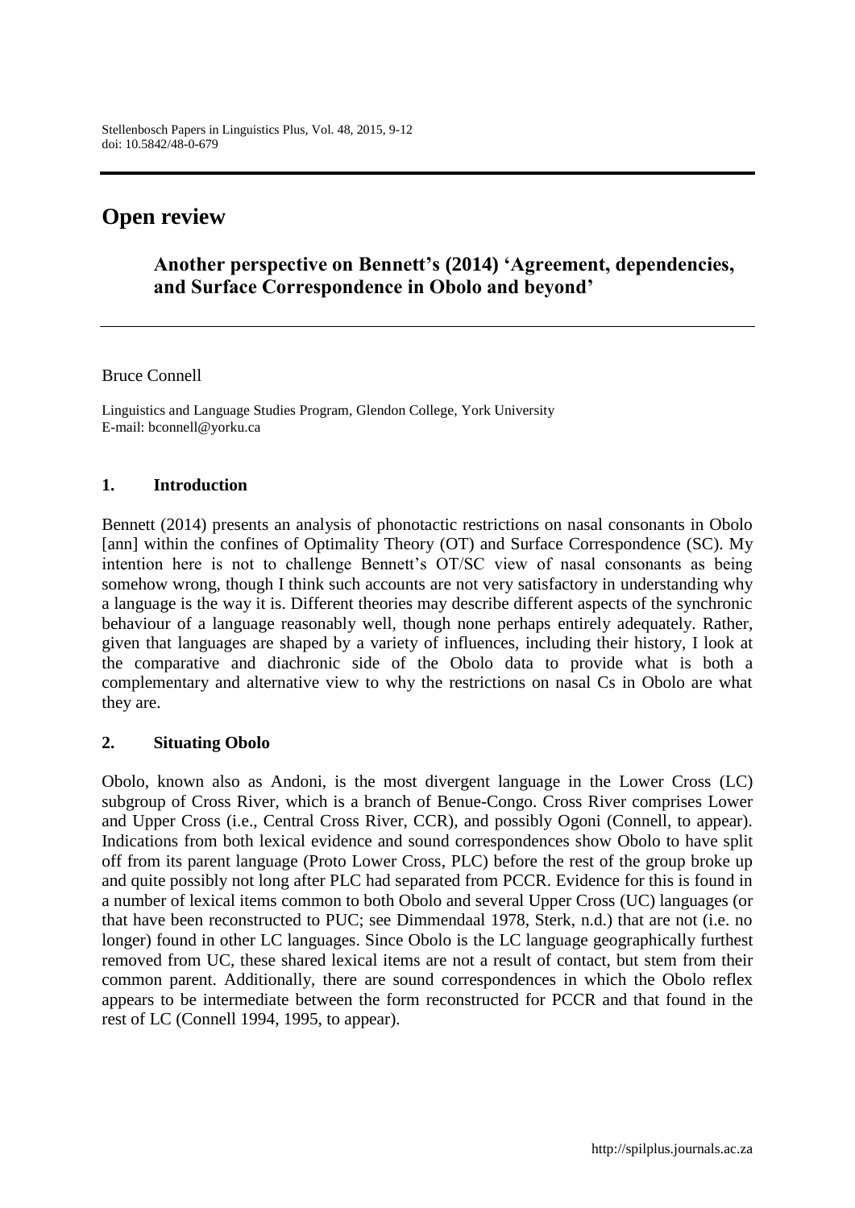# Open review

## Another perspective on Bennett's (2014) 'Agreement, dependencies, and Surface Correspondence in Obolo and beyond'

Bruce Connell

Linguistics and Language Studies Program, Glendon College, York University
E-mail: bconnell@yorku.ca

### 1. Introduction

Bennett (2014) presents an analysis of phonotactic restrictions on nasal consonants in Obolo [ann] within the confines of Optimality Theory (OT) and Surface Correspondence (SC). My intention here is not to challenge Bennett's OT/SC view of nasal consonants as being somehow wrong, though I think such accounts are not very satisfactory in understanding why a language is the way it is. Different theories may describe different aspects of the synchronic behaviour of a language reasonably well, though none perhaps entirely adequately. Rather, given that languages are shaped by a variety of influences, including their history, I look at the comparative and diachronic side of the Obolo data to provide what is both a complementary and alternative view to why the restrictions on nasal Cs in Obolo are what they are.

### 2. Situating Obolo

Obolo, known also as Andoni, is the most divergent language in the Lower Cross (LC) subgroup of Cross River, which is a branch of Benue-Congo. Cross River comprises Lower and Upper Cross (i.e., Central Cross River, CCR), and possibly Ogoni (Connell, to appear). Indications from both lexical evidence and sound correspondences show Obolo to have split off from its parent language (Proto Lower Cross, PLC) before the rest of the group broke up and quite possibly not long after PLC had separated from PCCR. Evidence for this is found in a number of lexical items common to both Obolo and several Upper Cross (UC) languages (or that have been reconstructed to PUC; see Dimmendaal 1978, Sterk, n.d.) that are not (i.e. no longer) found in other LC languages. Since Obolo is the LC language geographically furthest removed from UC, these shared lexical items are not a result of contact, but stem from their common parent. Additionally, there are sound correspondences in which the Obolo reflex appears to be intermediate between the form reconstructed for PCCR and that found in the rest of LC (Connell 1994, 1995, to appear).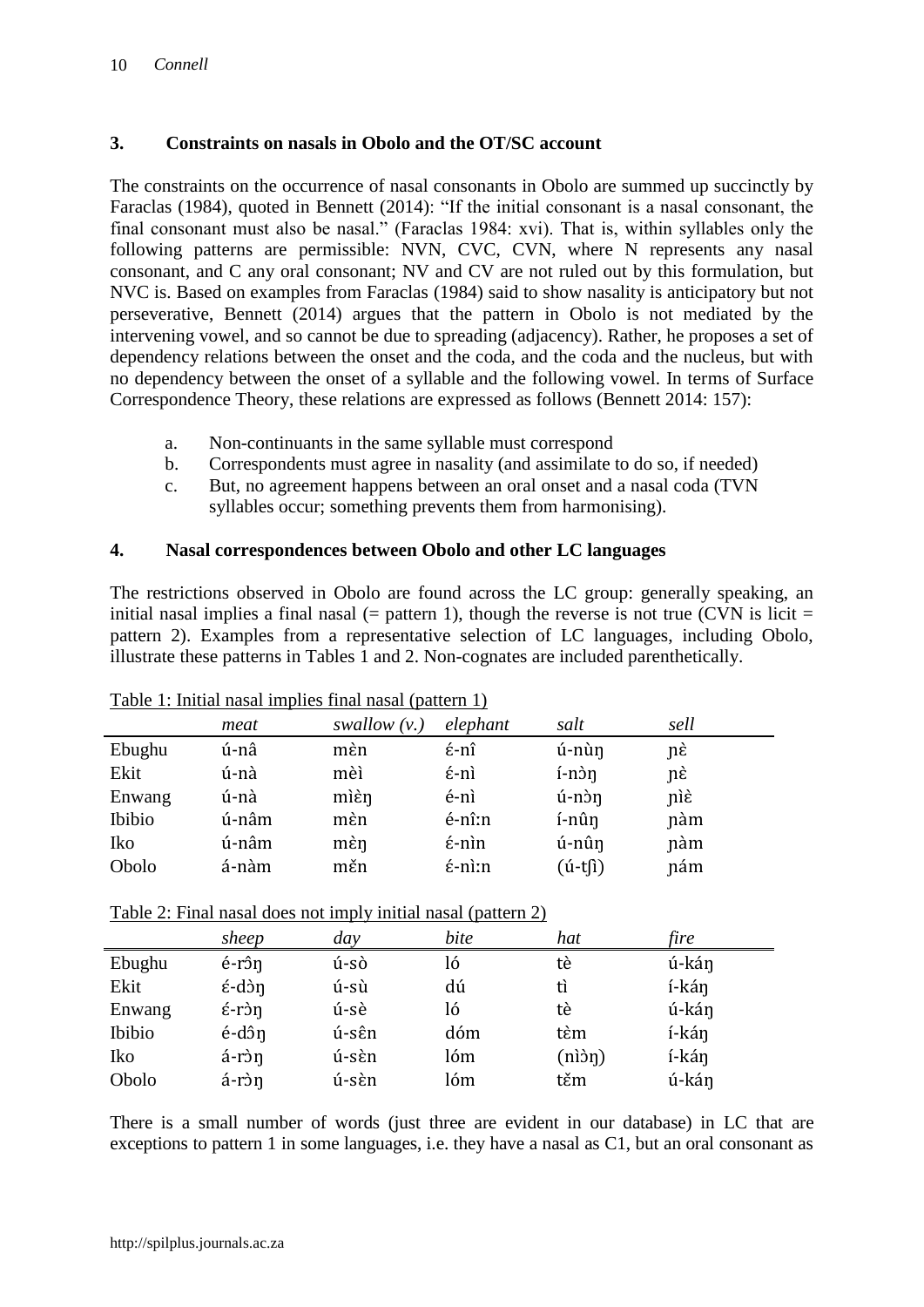## 3. Constraints on nasals in Obolo and the OT/SC account

The constraints on the occurrence of nasal consonants in Obolo are summed up succinctly by Faraclas (1984), quoted in Bennett (2014): "If the initial consonant is a nasal consonant, the final consonant must also be nasal." (Faraclas 1984: xvi). That is, within syllables only the following patterns are permissible: NVN, CVC, CVN, where N represents any nasal consonant, and C any oral consonant; NV and CV are not ruled out by this formulation, but NVC is. Based on examples from Faraclas (1984) said to show nasality is anticipatory but not perseverative, Bennett (2014) argues that the pattern in Obolo is not mediated by the intervening vowel, and so cannot be due to spreading (adjacency). Rather, he proposes a set of dependency relations between the onset and the coda, and the coda and the nucleus, but with no dependency between the onset of a syllable and the following vowel. In terms of Surface Correspondence Theory, these relations are expressed as follows (Bennett 2014: 157):

a. Non-continuants in the same syllable must correspond
b. Correspondents must agree in nasality (and assimilate to do so, if needed)
c. But, no agreement happens between an oral onset and a nasal coda (TVN syllables occur; something prevents them from harmonising).

## 4. Nasal correspondences between Obolo and other LC languages

The restrictions observed in Obolo are found across the LC group: generally speaking, an initial nasal implies a final nasal (= pattern 1), though the reverse is not true (CVN is licit = pattern 2). Examples from a representative selection of LC languages, including Obolo, illustrate these patterns in Tables 1 and 2. Non-cognates are included parenthetically.

Table 1: Initial nasal implies final nasal (pattern 1)

| | *meat* | *swallow (v.)* | *elephant* | *salt* | *sell* |
|---|---|---|---|---|---|
| Ebughu | ú-nâ | mὲn | έ-nî | ú-nùŋ | ɲὲ |
| Ekit | ú-nà | mὲì | έ-nì | í-nɔ̀ŋ | ɲὲ |
| Enwang | ú-nà | mìὲŋ | é-nì | ú-nɔ̀ŋ | ɲìὲ |
| Ibibio | ú-nâm | mὲn | é-nîːn | í-nûŋ | ɲàm |
| Iko | ú-nâm | mὲŋ | έ-nìn | ú-nûŋ | ɲàm |
| Obolo | á-nàm | mɛ̌n | έ-nìːn | (ú-tʃî) | ɲám |

Table 2: Final nasal does not imply initial nasal (pattern 2)

| | *sheep* | *day* | *bite* | *hat* | *fire* |
|---|---|---|---|---|---|
| Ebughu | é-rɔ̂ŋ | ú-sò | ló | tè | ú-káŋ |
| Ekit | έ-dɔ̀ŋ | ú-sù | dú | tì | í-káŋ |
| Enwang | έ-rɔ̀ŋ | ú-sè | ló | tè | ú-káŋ |
| Ibibio | é-dɔ̂ŋ | ú-sɛ̂n | dóm | tὲm | í-káŋ |
| Iko | á-rɔ̀ŋ | ú-sὲn | lóm | (nìɔ̀ŋ) | í-káŋ |
| Obolo | á-rɔ̀ŋ | ú-sὲn | lóm | tɛ̌m | ú-káŋ |

There is a small number of words (just three are evident in our database) in LC that are exceptions to pattern 1 in some languages, i.e. they have a nasal as C1, but an oral consonant as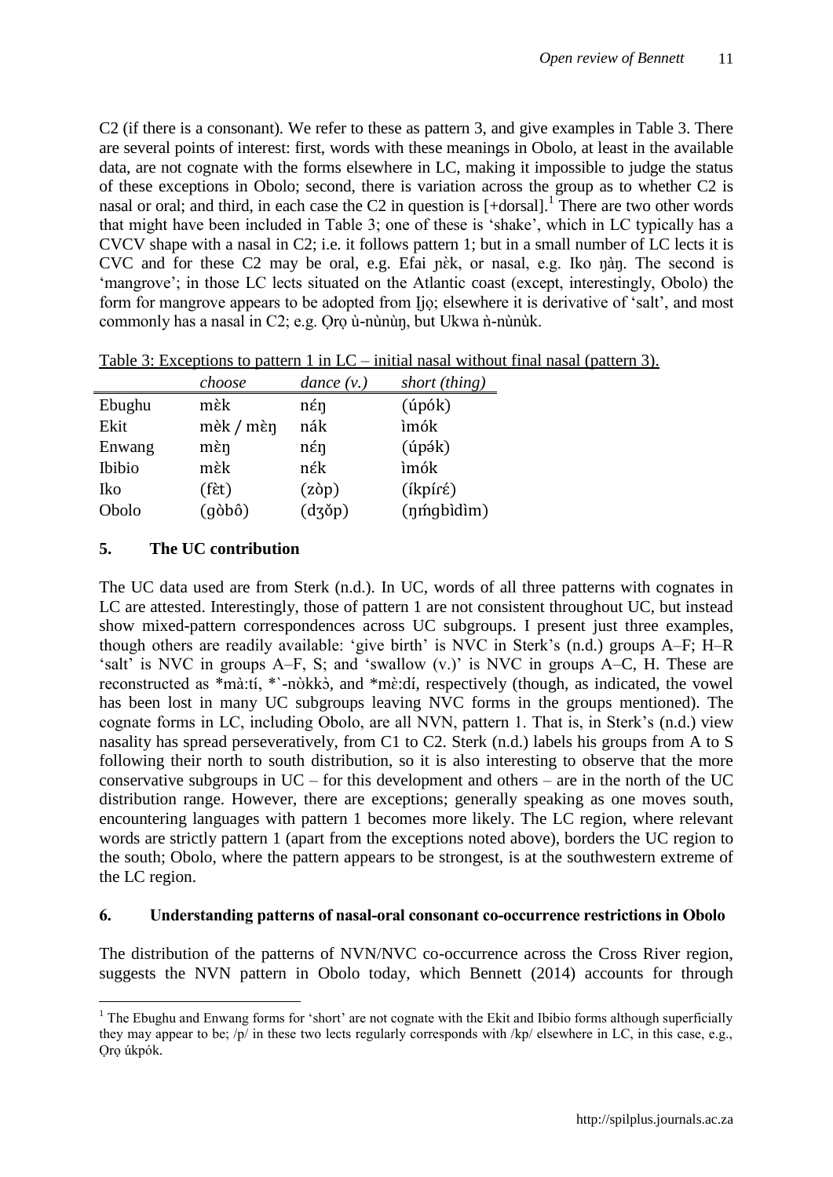C2 (if there is a consonant). We refer to these as pattern 3, and give examples in Table 3. There are several points of interest: first, words with these meanings in Obolo, at least in the available data, are not cognate with the forms elsewhere in LC, making it impossible to judge the status of these exceptions in Obolo; second, there is variation across the group as to whether C2 is nasal or oral; and third, in each case the C2 in question is [+dorsal].[1] There are two other words that might have been included in Table 3; one of these is 'shake', which in LC typically has a CVCV shape with a nasal in C2; i.e. it follows pattern 1; but in a small number of LC lects it is CVC and for these C2 may be oral, e.g. Efai ɲɛ̀k, or nasal, e.g. Iko ŋàŋ. The second is 'mangrove'; in those LC lects situated on the Atlantic coast (except, interestingly, Obolo) the form for mangrove appears to be adopted from Ịjọ; elsewhere it is derivative of 'salt', and most commonly has a nasal in C2; e.g. Ọrọ ù-nùnùŋ, but Ukwa ǹ-nùnùk.

Table 3: Exceptions to pattern 1 in LC – initial nasal without final nasal (pattern 3).

| | *choose* | *dance (v.)* | *short (thing)* |
|---|---|---|---|
| Ebughu | mɛ̀k | nɛ́ŋ | (úpók) |
| Ekit | mɛ̀k / mɛ̀ŋ | nák | ìmók |
| Enwang | mɛ̀ŋ | nɛ́ŋ | (úpə́k) |
| Ibibio | mɛ̀k | nɛ́k | ìmók |
| Iko | (fɛ̀t) | (zòp) | (íkpíɾɛ́) |
| Obolo | (gòbô) | (dʒǒp) | (ŋḿgbìdìm) |

## 5. The UC contribution

The UC data used are from Sterk (n.d.). In UC, words of all three patterns with cognates in LC are attested. Interestingly, those of pattern 1 are not consistent throughout UC, but instead show mixed-pattern correspondences across UC subgroups. I present just three examples, though others are readily available: 'give birth' is NVC in Sterk's (n.d.) groups A–F; H–R 'salt' is NVC in groups A–F, S; and 'swallow (v.)' is NVC in groups A–C, H. These are reconstructed as *mà:tí, *`-nòkkɔ̀, and *mɛ̀:dí, respectively (though, as indicated, the vowel has been lost in many UC subgroups leaving NVC forms in the groups mentioned). The cognate forms in LC, including Obolo, are all NVN, pattern 1. That is, in Sterk's (n.d.) view nasality has spread perseveratively, from C1 to C2. Sterk (n.d.) labels his groups from A to S following their north to south distribution, so it is also interesting to observe that the more conservative subgroups in UC – for this development and others – are in the north of the UC distribution range. However, there are exceptions; generally speaking as one moves south, encountering languages with pattern 1 becomes more likely. The LC region, where relevant words are strictly pattern 1 (apart from the exceptions noted above), borders the UC region to the south; Obolo, where the pattern appears to be strongest, is at the southwestern extreme of the LC region.

## 6. Understanding patterns of nasal-oral consonant co-occurrence restrictions in Obolo

The distribution of the patterns of NVN/NVC co-occurrence across the Cross River region, suggests the NVN pattern in Obolo today, which Bennett (2014) accounts for through

[1] The Ebughu and Enwang forms for 'short' are not cognate with the Ekit and Ibibio forms although superficially they may appear to be; /p/ in these two lects regularly corresponds with /kp/ elsewhere in LC, in this case, e.g., Ọrọ úkpók.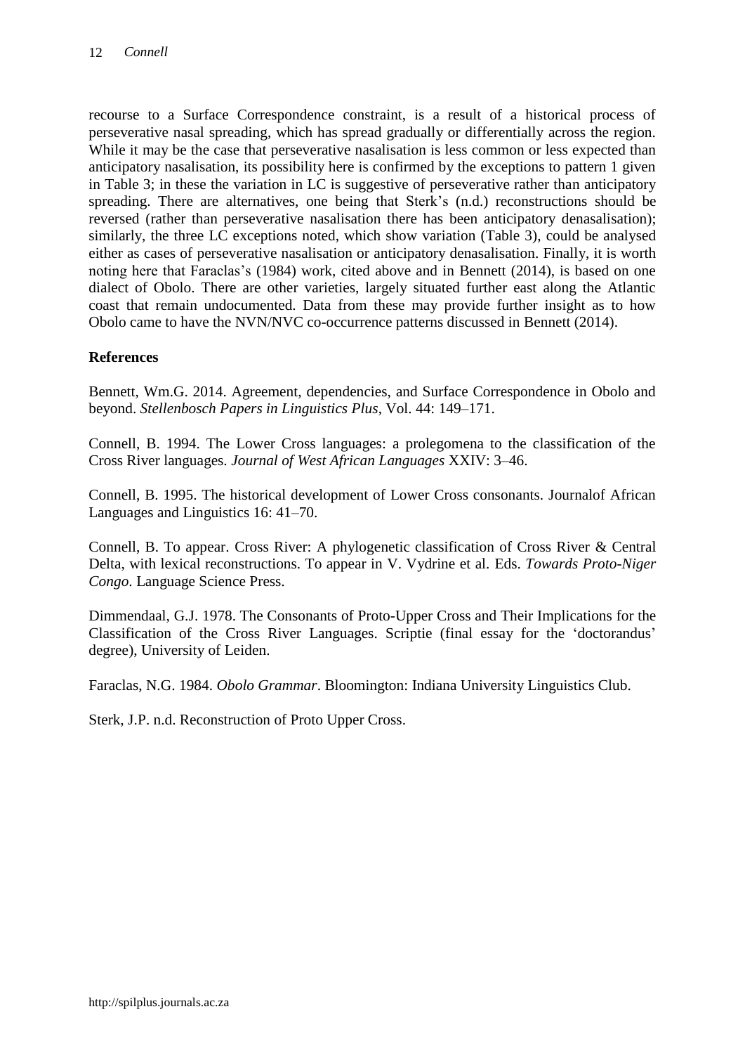recourse to a Surface Correspondence constraint, is a result of a historical process of perseverative nasal spreading, which has spread gradually or differentially across the region. While it may be the case that perseverative nasalisation is less common or less expected than anticipatory nasalisation, its possibility here is confirmed by the exceptions to pattern 1 given in Table 3; in these the variation in LC is suggestive of perseverative rather than anticipatory spreading. There are alternatives, one being that Sterk's (n.d.) reconstructions should be reversed (rather than perseverative nasalisation there has been anticipatory denasalisation); similarly, the three LC exceptions noted, which show variation (Table 3), could be analysed either as cases of perseverative nasalisation or anticipatory denasalisation. Finally, it is worth noting here that Faraclas's (1984) work, cited above and in Bennett (2014), is based on one dialect of Obolo. There are other varieties, largely situated further east along the Atlantic coast that remain undocumented. Data from these may provide further insight as to how Obolo came to have the NVN/NVC co-occurrence patterns discussed in Bennett (2014).

## References

Bennett, Wm.G. 2014. Agreement, dependencies, and Surface Correspondence in Obolo and beyond. *Stellenbosch Papers in Linguistics Plus*, Vol. 44: 149–171.

Connell, B. 1994. The Lower Cross languages: a prolegomena to the classification of the Cross River languages. *Journal of West African Languages* XXIV: 3–46.

Connell, B. 1995. The historical development of Lower Cross consonants. Journalof African Languages and Linguistics 16: 41–70.

Connell, B. To appear. Cross River: A phylogenetic classification of Cross River & Central Delta, with lexical reconstructions. To appear in V. Vydrine et al. Eds. *Towards Proto-Niger Congo*. Language Science Press.

Dimmendaal, G.J. 1978. The Consonants of Proto-Upper Cross and Their Implications for the Classification of the Cross River Languages. Scriptie (final essay for the 'doctorandus' degree), University of Leiden.

Faraclas, N.G. 1984. *Obolo Grammar*. Bloomington: Indiana University Linguistics Club.

Sterk, J.P. n.d. Reconstruction of Proto Upper Cross.